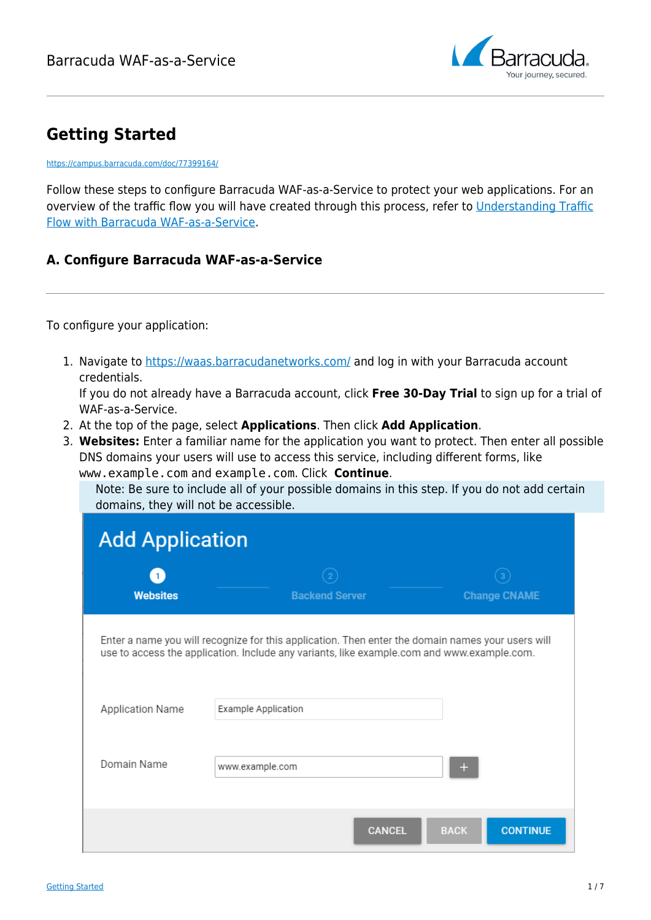# Getting Started

https://campus.barracuda.com/doc/77399164/

Follow these steps to configure Barracuda WAF-as-a-Service to protect your web applications. For an overview of the traffic flow you will have created through this process, refer to [Understanding Traffic Flow with Barracuda WAF-as-a-Service](#).

### A. Configure Barracuda WAF-as-a-Service

---

To configure your application:

1. Navigate to https://waas.barracudanetworks.com/ and log in with your Barracuda account credentials.
   If you do not already have a Barracuda account, click **Free 30-Day Trial** to sign up for a trial of WAF-as-a-Service.
2. At the top of the page, select **Applications**. Then click **Add Application**.
3. **Websites:** Enter a familiar name for the application you want to protect. Then enter all possible DNS domains your users will use to access this service, including different forms, like `www.example.com` and `example.com`. Click **Continue**.

   > Note: Be sure to include all of your possible domains in this step. If you do not add certain domains, they will not be accessible.

   **Add Application**

   1 Websites — 2 Backend Server — 3 Change CNAME

   Enter a name you will recognize for this application. Then enter the domain names your users will use to access the application. Include any variants, like example.com and www.example.com.

   Application Name: Example Application

   Domain Name: www.example.com +

   CANCEL | BACK | CONTINUE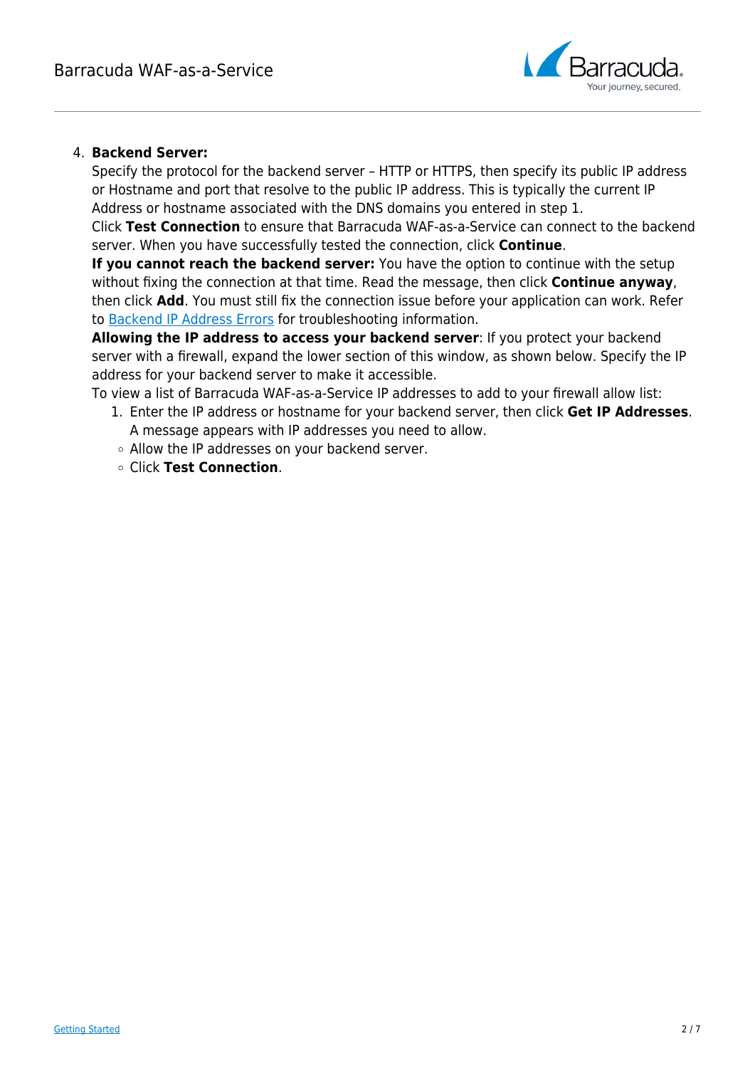4. **Backend Server:**
   Specify the protocol for the backend server – HTTP or HTTPS, then specify its public IP address or Hostname and port that resolve to the public IP address. This is typically the current IP Address or hostname associated with the DNS domains you entered in step 1.
   Click **Test Connection** to ensure that Barracuda WAF-as-a-Service can connect to the backend server. When you have successfully tested the connection, click **Continue**.
   **If you cannot reach the backend server:** You have the option to continue with the setup without fixing the connection at that time. Read the message, then click **Continue anyway**, then click **Add**. You must still fix the connection issue before your application can work. Refer to Backend IP Address Errors for troubleshooting information.
   **Allowing the IP address to access your backend server**: If you protect your backend server with a firewall, expand the lower section of this window, as shown below. Specify the IP address for your backend server to make it accessible.
   To view a list of Barracuda WAF-as-a-Service IP addresses to add to your firewall allow list:
   1. Enter the IP address or hostname for your backend server, then click **Get IP Addresses**. A message appears with IP addresses you need to allow.
   - Allow the IP addresses on your backend server.
   - Click **Test Connection**.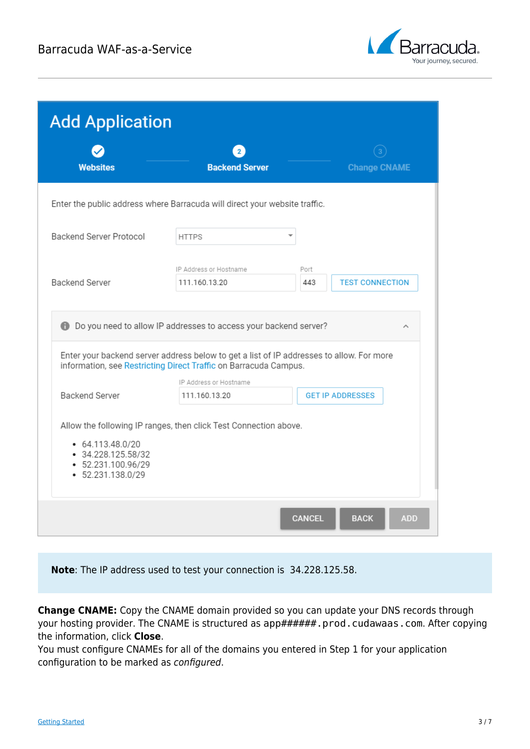Add Application

Websites — Backend Server — Change CNAME

Enter the public address where Barracuda will direct your website traffic.

Backend Server Protocol: HTTPS

Backend Server: IP Address or Hostname 111.160.13.20 Port 443 TEST CONNECTION

Do you need to allow IP addresses to access your backend server?

Enter your backend server address below to get a list of IP addresses to allow. For more information, see Restricting Direct Traffic on Barracuda Campus.

Backend Server: IP Address or Hostname 111.160.13.20 GET IP ADDRESSES

Allow the following IP ranges, then click Test Connection above.

- 64.113.48.0/20
- 34.228.125.58/32
- 52.231.100.96/29
- 52.231.138.0/29

CANCEL BACK ADD

**Note**: The IP address used to test your connection is 34.228.125.58.

**Change CNAME:** Copy the CNAME domain provided so you can update your DNS records through your hosting provider. The CNAME is structured as `app######.prod.cudawaas.com`. After copying the information, click **Close**.
You must configure CNAMEs for all of the domains you entered in Step 1 for your application configuration to be marked as *configured*.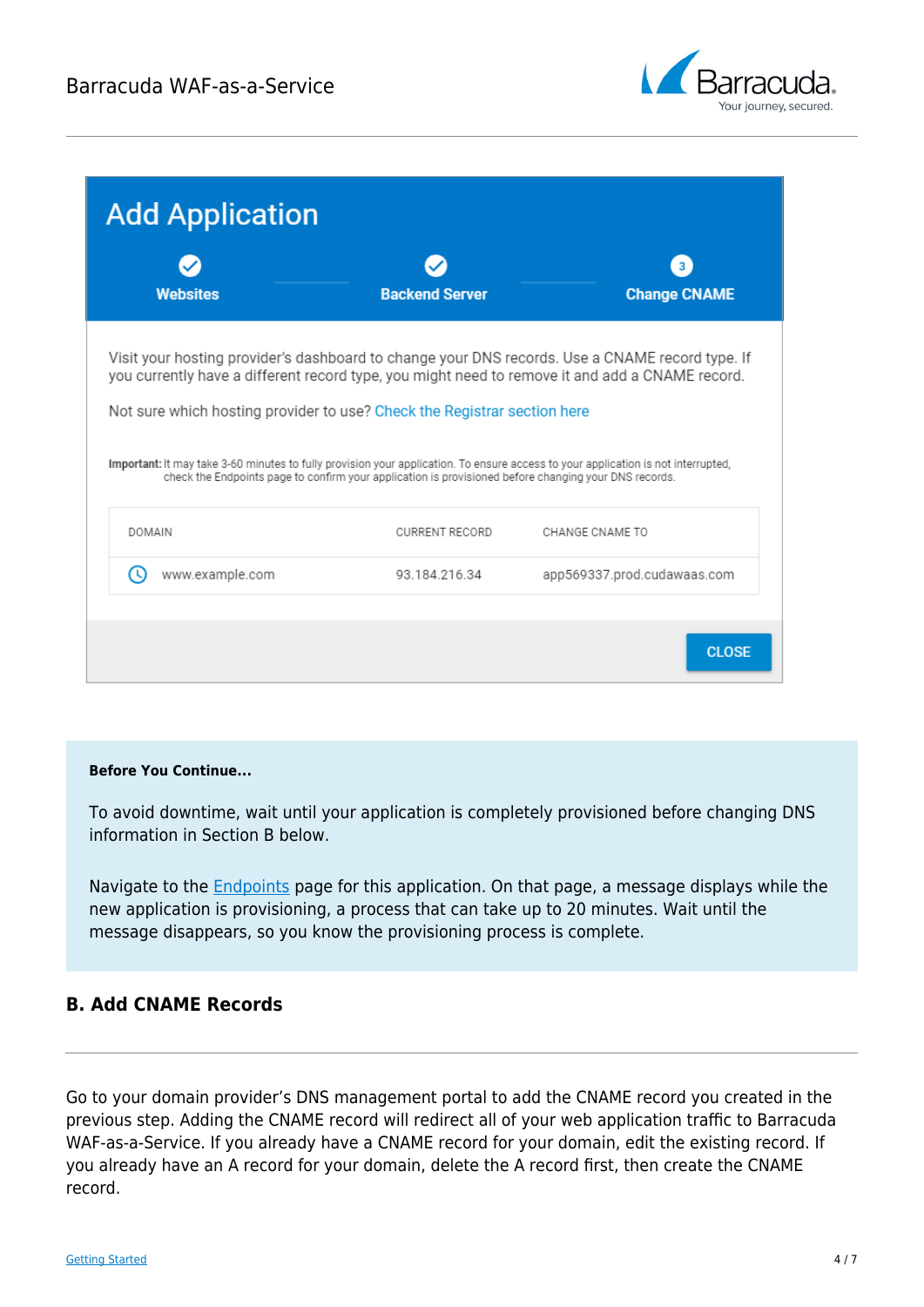Add Application

Websites — Backend Server — Change CNAME

Visit your hosting provider's dashboard to change your DNS records. Use a CNAME record type. If you currently have a different record type, you might need to remove it and add a CNAME record.

Not sure which hosting provider to use? Check the Registrar section here

**Important:** It may take 3-60 minutes to fully provision your application. To ensure access to your application is not interrupted, check the Endpoints page to confirm your application is provisioned before changing your DNS records.

| DOMAIN | CURRENT RECORD | CHANGE CNAME TO |
|---|---|---|
| www.example.com | 93.184.216.34 | app569337.prod.cudawaas.com |

CLOSE

**Before You Continue...**

To avoid downtime, wait until your application is completely provisioned before changing DNS information in Section B below.

Navigate to the Endpoints page for this application. On that page, a message displays while the new application is provisioning, a process that can take up to 20 minutes. Wait until the message disappears, so you know the provisioning process is complete.

## B. Add CNAME Records

Go to your domain provider's DNS management portal to add the CNAME record you created in the previous step. Adding the CNAME record will redirect all of your web application traffic to Barracuda WAF-as-a-Service. If you already have a CNAME record for your domain, edit the existing record. If you already have an A record for your domain, delete the A record first, then create the CNAME record.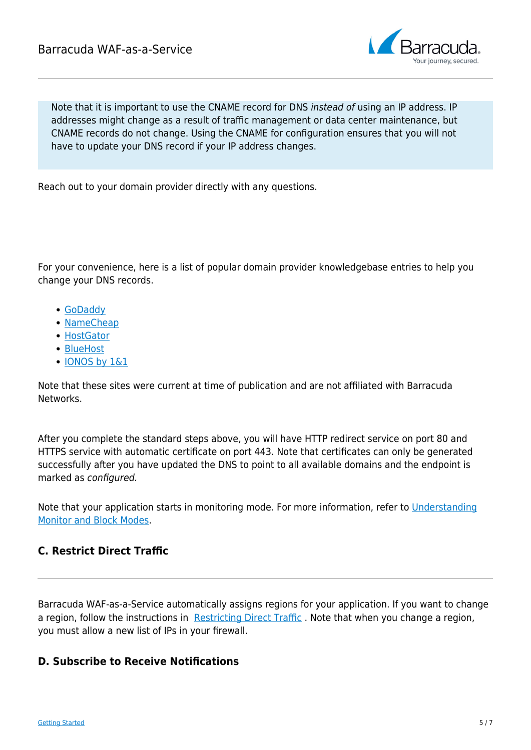> Note that it is important to use the CNAME record for DNS *instead of* using an IP address. IP addresses might change as a result of traffic management or data center maintenance, but CNAME records do not change. Using the CNAME for configuration ensures that you will not have to update your DNS record if your IP address changes.

Reach out to your domain provider directly with any questions.

For your convenience, here is a list of popular domain provider knowledgebase entries to help you change your DNS records.

- GoDaddy
- NameCheap
- HostGator
- BlueHost
- IONOS by 1&1

Note that these sites were current at time of publication and are not affiliated with Barracuda Networks.

After you complete the standard steps above, you will have HTTP redirect service on port 80 and HTTPS service with automatic certificate on port 443. Note that certificates can only be generated successfully after you have updated the DNS to point to all available domains and the endpoint is marked as *configured.*

Note that your application starts in monitoring mode. For more information, refer to Understanding Monitor and Block Modes.

### C. Restrict Direct Traffic

Barracuda WAF-as-a-Service automatically assigns regions for your application. If you want to change a region, follow the instructions in Restricting Direct Traffic . Note that when you change a region, you must allow a new list of IPs in your firewall.

### D. Subscribe to Receive Notifications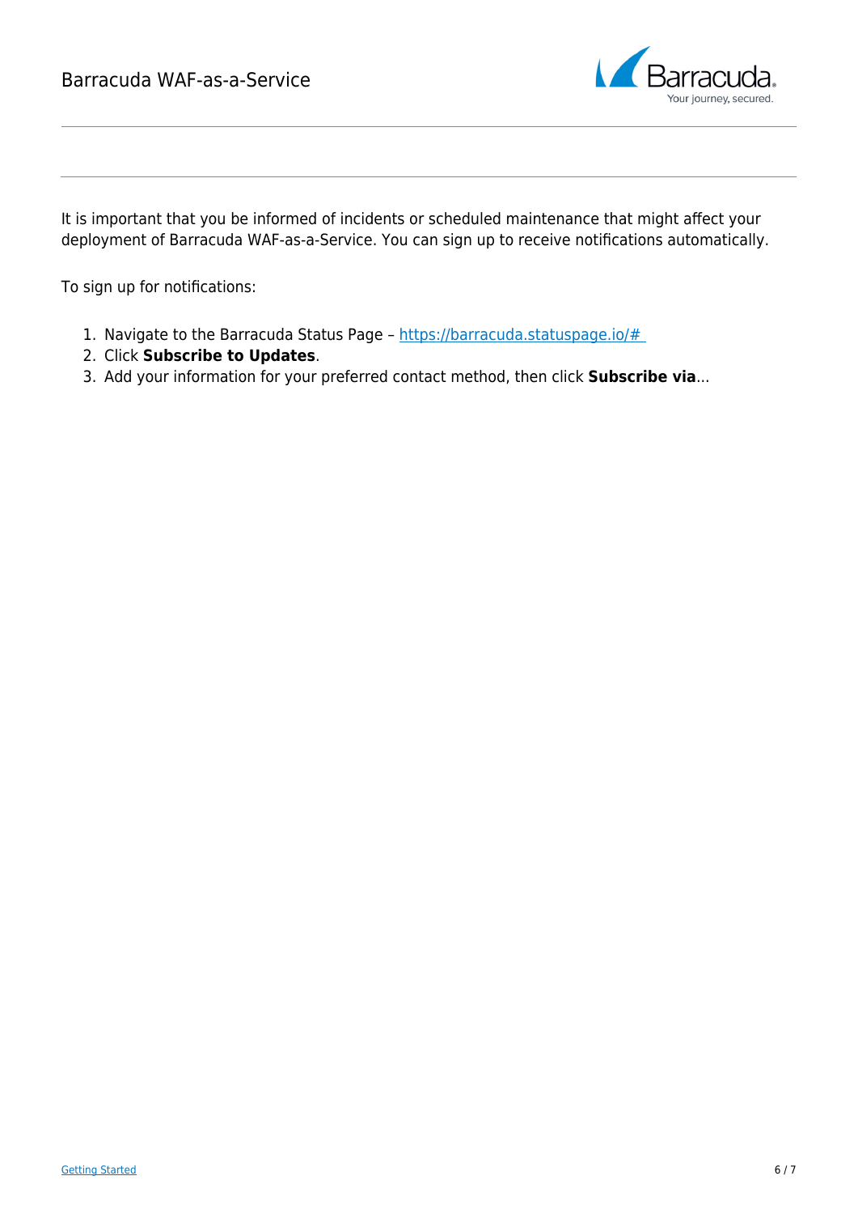It is important that you be informed of incidents or scheduled maintenance that might affect your deployment of Barracuda WAF-as-a-Service. You can sign up to receive notifications automatically.

To sign up for notifications:

1. Navigate to the Barracuda Status Page – [https://barracuda.statuspage.io/#](https://barracuda.statuspage.io/#)
2. Click **Subscribe to Updates**.
3. Add your information for your preferred contact method, then click **Subscribe via**...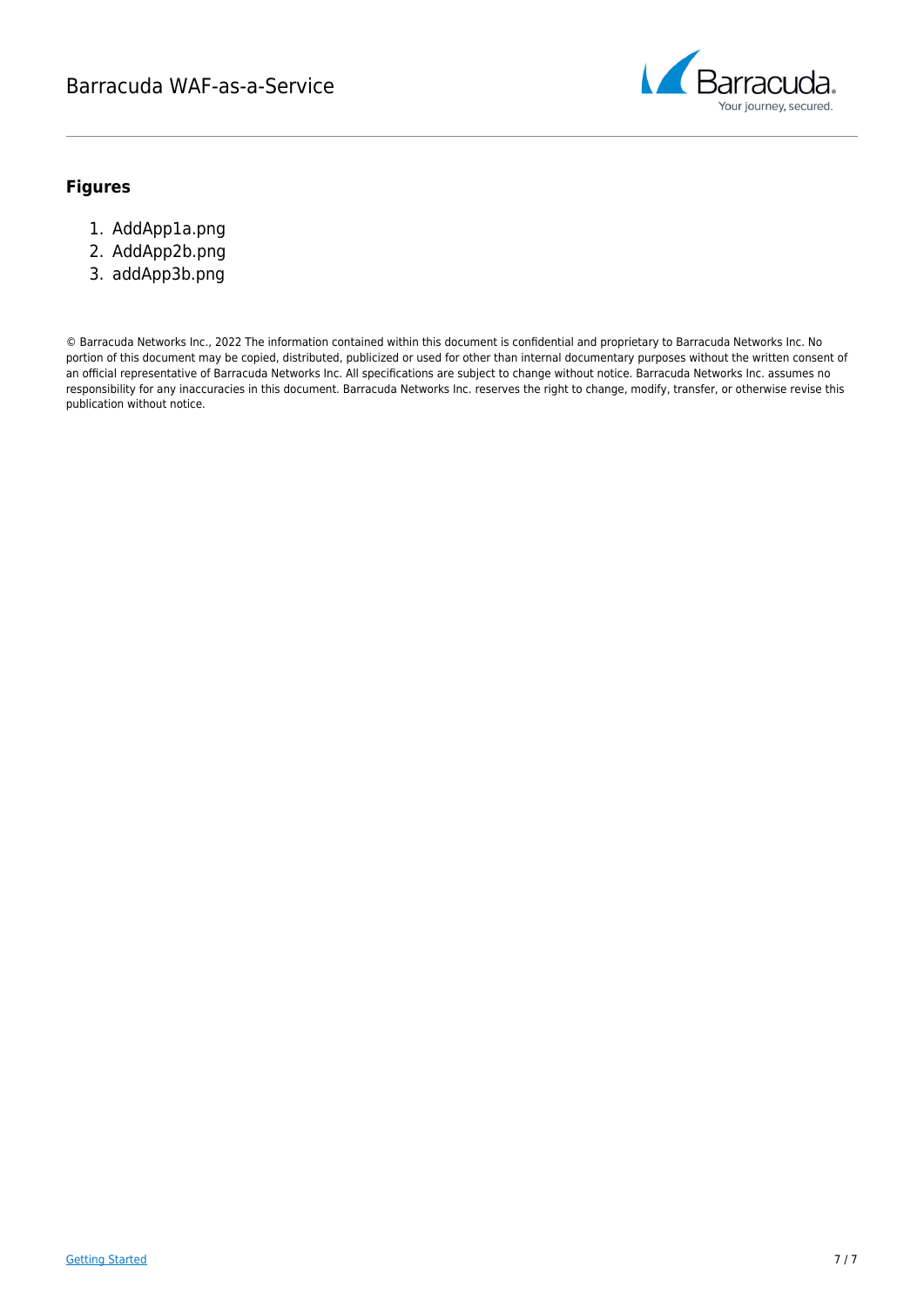## Figures

1. AddApp1a.png
2. AddApp2b.png
3. addApp3b.png

© Barracuda Networks Inc., 2022 The information contained within this document is confidential and proprietary to Barracuda Networks Inc. No portion of this document may be copied, distributed, publicized or used for other than internal documentary purposes without the written consent of an official representative of Barracuda Networks Inc. All specifications are subject to change without notice. Barracuda Networks Inc. assumes no responsibility for any inaccuracies in this document. Barracuda Networks Inc. reserves the right to change, modify, transfer, or otherwise revise this publication without notice.